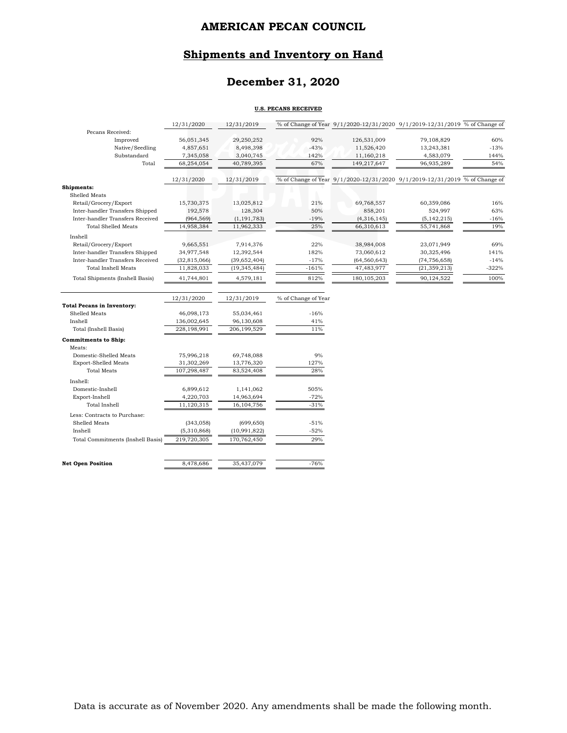# AMERICAN PECAN COUNCIL

## Shipments and Inventory on Hand

## December 31, 2020

**U.S. PECANS RECEIVED**

| | 12/31/2020 | 12/31/2019 | % of Change of Year | 9/1/2020-12/31/2020 | 9/1/2019-12/31/2019 | % of Change of |
|---|---|---|---|---|---|---|
| Pecans Received: | | | | | | |
| Improved | 56,051,345 | 29,250,252 | 92% | 126,531,009 | 79,108,829 | 60% |
| Native/Seedling | 4,857,651 | 8,498,398 | -43% | 11,526,420 | 13,243,381 | -13% |
| Substandard | 7,345,058 | 3,040,745 | 142% | 11,160,218 | 4,583,079 | 144% |
| Total | 68,254,054 | 40,789,395 | 67% | 149,217,647 | 96,935,289 | 54% |

| | 12/31/2020 | 12/31/2019 | % of Change of Year | 9/1/2020-12/31/2020 | 9/1/2019-12/31/2019 | % of Change of |
|---|---|---|---|---|---|---|
| **Shipments:** | | | | | | |
| Shelled Meats | | | | | | |
| Retail/Grocery/Export | 15,730,375 | 13,025,812 | 21% | 69,768,557 | 60,359,086 | 16% |
| Inter-handler Transfers Shipped | 192,578 | 128,304 | 50% | 858,201 | 524,997 | 63% |
| Inter-handler Transfers Received | (964,569) | (1,191,783) | -19% | (4,316,145) | (5,142,215) | -16% |
| Total Shelled Meats | 14,958,384 | 11,962,333 | 25% | 66,310,613 | 55,741,868 | 19% |
| Inshell | | | | | | |
| Retail/Grocery/Export | 9,665,551 | 7,914,376 | 22% | 38,984,008 | 23,071,949 | 69% |
| Inter-handler Transfers Shipped | 34,977,548 | 12,392,544 | 182% | 73,060,612 | 30,325,496 | 141% |
| Inter-handler Transfers Received | (32,815,066) | (39,652,404) | -17% | (64,560,643) | (74,756,658) | -14% |
| Total Inshell Meats | 11,828,033 | (19,345,484) | -161% | 47,483,977 | (21,359,213) | -322% |
| Total Shipments (Inshell Basis) | 41,744,801 | 4,579,181 | 812% | 180,105,203 | 90,124,522 | 100% |

| | 12/31/2020 | 12/31/2019 | % of Change of Year |
|---|---|---|---|
| **Total Pecans in Inventory:** | | | |
| Shelled Meats | 46,098,173 | 55,034,461 | -16% |
| Inshell | 136,002,645 | 96,130,608 | 41% |
| Total (Inshell Basis) | 228,198,991 | 206,199,529 | 11% |
| **Commitments to Ship:** | | | |
| Meats: | | | |
| Domestic-Shelled Meats | 75,996,218 | 69,748,088 | 9% |
| Export-Shelled Meats | 31,302,269 | 13,776,320 | 127% |
| Total Meats | 107,298,487 | 83,524,408 | 28% |
| Inshell: | | | |
| Domestic-Inshell | 6,899,612 | 1,141,062 | 505% |
| Export-Inshell | 4,220,703 | 14,963,694 | -72% |
| Total Inshell | 11,120,315 | 16,104,756 | -31% |
| Less: Contracts to Purchase: | | | |
| Shelled Meats | (343,058) | (699,650) | -51% |
| Inshell | (5,310,868) | (10,991,822) | -52% |
| Total Commitments (Inshell Basis) | 219,720,305 | 170,762,450 | 29% |
| **Net Open Position** | 8,478,686 | 35,437,079 | -76% |

Data is accurate as of November 2020. Any amendments shall be made the following month.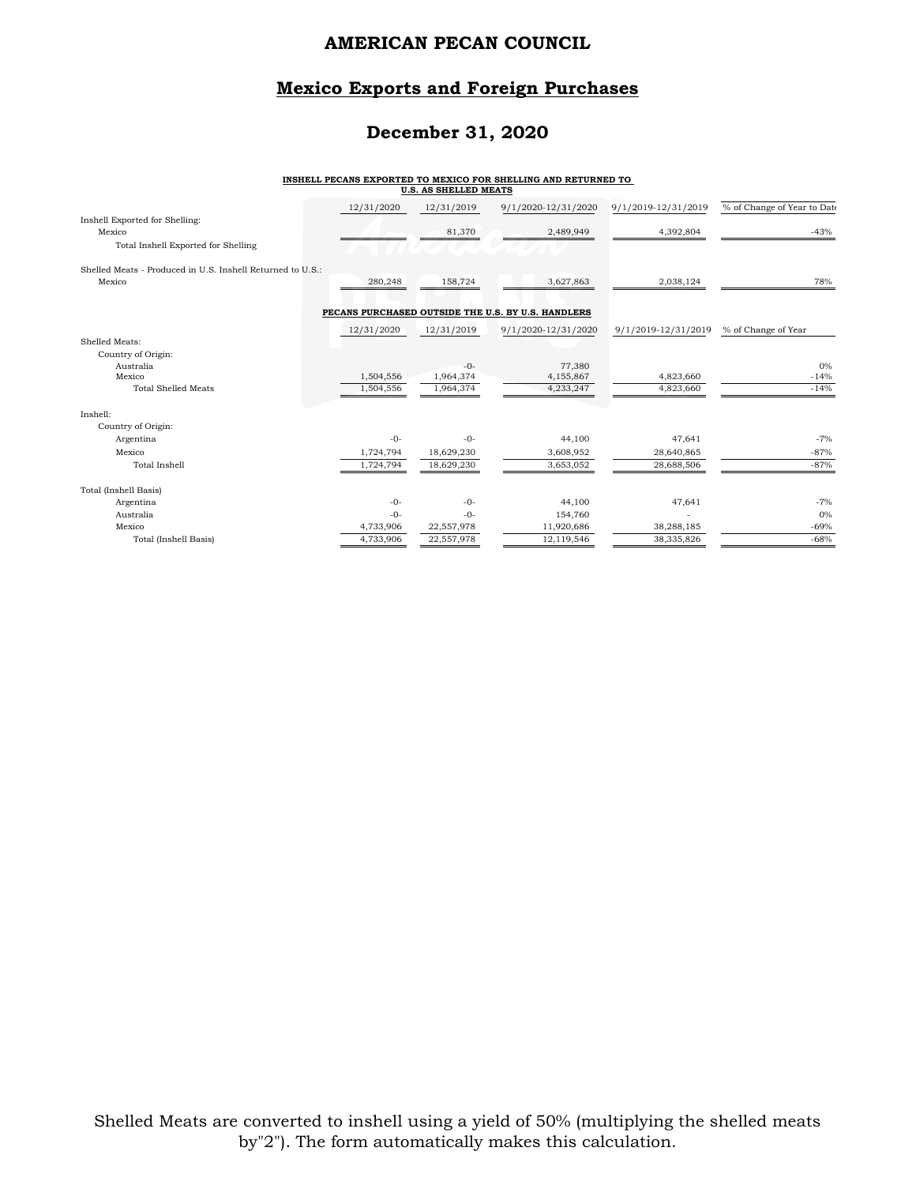# AMERICAN PECAN COUNCIL

## Mexico Exports and Foreign Purchases

## December 31, 2020

**INSHELL PECANS EXPORTED TO MEXICO FOR SHELLING AND RETURNED TO U.S. AS SHELLED MEATS**

| | 12/31/2020 | 12/31/2019 | 9/1/2020-12/31/2020 | 9/1/2019-12/31/2019 | % of Change of Year to Date |
|---|---|---|---|---|---|
| Inshell Exported for Shelling: | | | | | |
| Mexico | | 81,370 | 2,489,949 | 4,392,804 | -43% |
| Total Inshell Exported for Shelling | | | | | |
| Shelled Meats - Produced in U.S. Inshell Returned to U.S.: | | | | | |
| Mexico | 280,248 | 158,724 | 3,627,863 | 2,038,124 | 78% |

**PECANS PURCHASED OUTSIDE THE U.S. BY U.S. HANDLERS**

| | 12/31/2020 | 12/31/2019 | 9/1/2020-12/31/2020 | 9/1/2019-12/31/2019 | % of Change of Year |
|---|---|---|---|---|---|
| Shelled Meats: | | | | | |
| Country of Origin: | | | | | |
| Australia | | -0- | 77,380 | | 0% |
| Mexico | 1,504,556 | 1,964,374 | 4,155,867 | 4,823,660 | -14% |
| Total Shelled Meats | 1,504,556 | 1,964,374 | 4,233,247 | 4,823,660 | -14% |
| Inshell: | | | | | |
| Country of Origin: | | | | | |
| Argentina | -0- | -0- | 44,100 | 47,641 | -7% |
| Mexico | 1,724,794 | 18,629,230 | 3,608,952 | 28,640,865 | -87% |
| Total Inshell | 1,724,794 | 18,629,230 | 3,653,052 | 28,688,506 | -87% |
| Total (Inshell Basis) | | | | | |
| Argentina | -0- | -0- | 44,100 | 47,641 | -7% |
| Australia | -0- | -0- | 154,760 | - | 0% |
| Mexico | 4,733,906 | 22,557,978 | 11,920,686 | 38,288,185 | -69% |
| Total (Inshell Basis) | 4,733,906 | 22,557,978 | 12,119,546 | 38,335,826 | -68% |

Shelled Meats are converted to inshell using a yield of 50% (multiplying the shelled meats by"2"). The form automatically makes this calculation.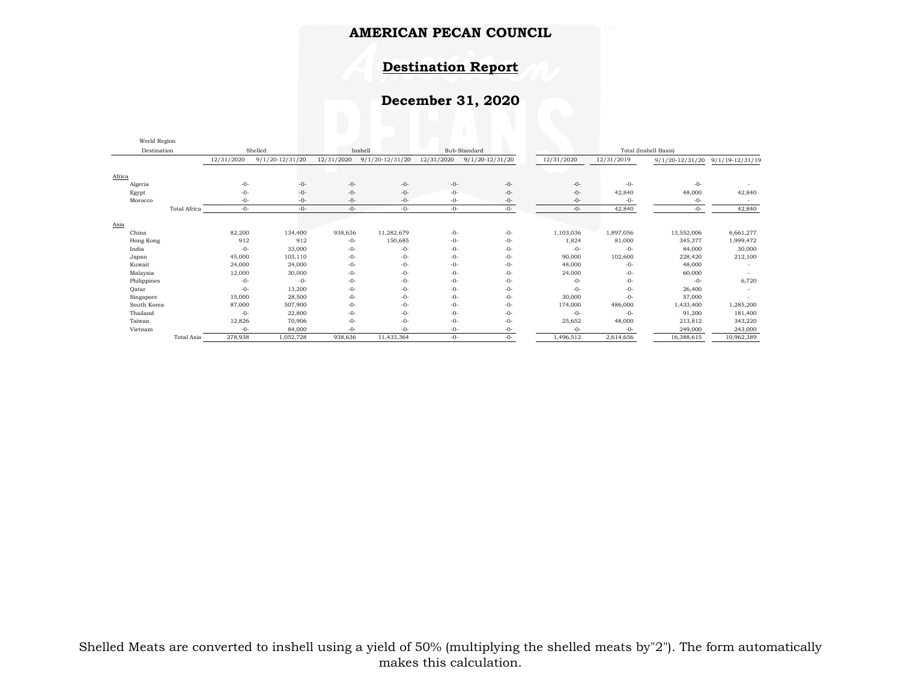# AMERICAN PECAN COUNCIL

## Destination Report

## December 31, 2020

| World Region Destination | Shelled | | Inshell | | Sub-Standard | | Total (Inshell Basis) | | | |
|---|---|---|---|---|---|---|---|---|---|---|
| | 12/31/2020 | 9/1/20-12/31/20 | 12/31/2020 | 9/1/20-12/31/20 | 12/31/2020 | 9/1/20-12/31/20 | 12/31/2020 | 12/31/2019 | 9/1/20-12/31/20 | 9/1/19-12/31/19 |
| **Africa** | | | | | | | | | | |
| Algeria | -0- | -0- | -0- | -0- | -0- | -0- | -0- | -0- | -0- | - |
| Egypt | -0- | -0- | -0- | -0- | -0- | -0- | -0- | 42,840 | 48,000 | 42,840 |
| Morocco | -0- | -0- | -0- | -0- | -0- | -0- | -0- | -0- | -0- | - |
| Total Africa | -0- | -0- | -0- | -0- | -0- | -0- | -0- | 42,840 | -0- | 42,840 |
| **Asia** | | | | | | | | | | |
| China | 82,200 | 134,400 | 938,636 | 11,282,679 | -0- | -0- | 1,103,036 | 1,897,056 | 13,552,006 | 6,661,277 |
| Hong Kong | 912 | 912 | -0- | 150,685 | -0- | -0- | 1,824 | 81,000 | 345,377 | 1,999,472 |
| India | -0- | 33,000 | -0- | -0- | -0- | -0- | -0- | -0- | 84,000 | 30,000 |
| Japan | 45,000 | 103,110 | -0- | -0- | -0- | -0- | 90,000 | 102,600 | 228,420 | 212,100 |
| Kuwait | 24,000 | 24,000 | -0- | -0- | -0- | -0- | 48,000 | -0- | 48,000 | - |
| Malaysia | 12,000 | 30,000 | -0- | -0- | -0- | -0- | 24,000 | -0- | 60,000 | - |
| Philippines | -0- | -0- | -0- | -0- | -0- | -0- | -0- | -0- | -0- | 6,720 |
| Qatar | -0- | 13,200 | -0- | -0- | -0- | -0- | -0- | -0- | 26,400 | - |
| Singapore | 15,000 | 28,500 | -0- | -0- | -0- | -0- | 30,000 | -0- | 57,000 | - |
| South Korea | 87,000 | 507,900 | -0- | -0- | -0- | -0- | 174,000 | 486,000 | 1,433,400 | 1,285,200 |
| Thailand | -0- | 22,800 | -0- | -0- | -0- | -0- | -0- | -0- | 91,200 | 181,400 |
| Taiwan | 12,826 | 70,906 | -0- | -0- | -0- | -0- | 25,652 | 48,000 | 213,812 | 343,220 |
| Vietnam | -0- | 84,000 | -0- | -0- | -0- | -0- | -0- | -0- | 249,000 | 243,000 |
| Total Asia | 278,938 | 1,052,728 | 938,636 | 11,433,364 | -0- | -0- | 1,496,512 | 2,614,656 | 16,388,615 | 10,962,389 |

Shelled Meats are converted to inshell using a yield of 50% (multiplying the shelled meats by"2"). The form automatically makes this calculation.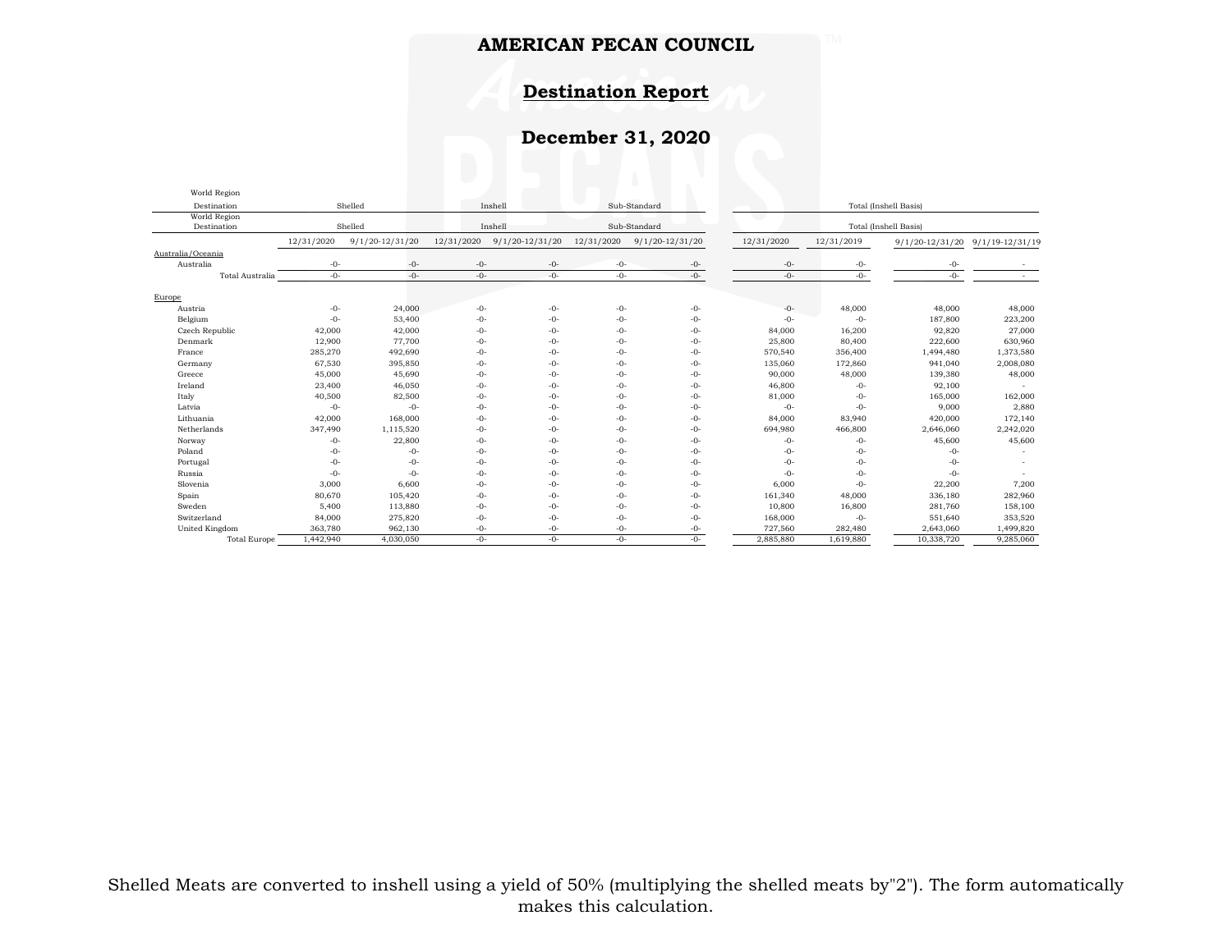# AMERICAN PECAN COUNCIL

## Destination Report

### December 31, 2020

| World Region Destination | Shelled | | Inshell | | Sub-Standard | | Total (Inshell Basis) | | | |
|---|---|---|---|---|---|---|---|---|---|---|
| | 12/31/2020 | 9/1/20-12/31/20 | 12/31/2020 | 9/1/20-12/31/20 | 12/31/2020 | 9/1/20-12/31/20 | 12/31/2020 | 12/31/2019 | 9/1/20-12/31/20 | 9/1/19-12/31/19 |
| Australia/Oceania | | | | | | | | | | |
| Australia | -0- | -0- | -0- | -0- | -0- | -0- | -0- | -0- | -0- | - |
| Total Australia | -0- | -0- | -0- | -0- | -0- | -0- | -0- | -0- | -0- | - |
| Europe | | | | | | | | | | |
| Austria | -0- | 24,000 | -0- | -0- | -0- | -0- | -0- | 48,000 | 48,000 | 48,000 |
| Belgium | -0- | 53,400 | -0- | -0- | -0- | -0- | -0- | -0- | 187,800 | 223,200 |
| Czech Republic | 42,000 | 42,000 | -0- | -0- | -0- | -0- | 84,000 | 16,200 | 92,820 | 27,000 |
| Denmark | 12,900 | 77,700 | -0- | -0- | -0- | -0- | 25,800 | 80,400 | 222,600 | 630,960 |
| France | 285,270 | 492,690 | -0- | -0- | -0- | -0- | 570,540 | 356,400 | 1,494,480 | 1,373,580 |
| Germany | 67,530 | 395,850 | -0- | -0- | -0- | -0- | 135,060 | 172,860 | 941,040 | 2,008,080 |
| Greece | 45,000 | 45,690 | -0- | -0- | -0- | -0- | 90,000 | 48,000 | 139,380 | 48,000 |
| Ireland | 23,400 | 46,050 | -0- | -0- | -0- | -0- | 46,800 | -0- | 92,100 | - |
| Italy | 40,500 | 82,500 | -0- | -0- | -0- | -0- | 81,000 | -0- | 165,000 | 162,000 |
| Latvia | -0- | -0- | -0- | -0- | -0- | -0- | -0- | -0- | 9,000 | 2,880 |
| Lithuania | 42,000 | 168,000 | -0- | -0- | -0- | -0- | 84,000 | 83,940 | 420,000 | 172,140 |
| Netherlands | 347,490 | 1,115,520 | -0- | -0- | -0- | -0- | 694,980 | 466,800 | 2,646,060 | 2,242,020 |
| Norway | -0- | 22,800 | -0- | -0- | -0- | -0- | -0- | -0- | 45,600 | 45,600 |
| Poland | -0- | -0- | -0- | -0- | -0- | -0- | -0- | -0- | -0- | - |
| Portugal | -0- | -0- | -0- | -0- | -0- | -0- | -0- | -0- | -0- | - |
| Russia | -0- | -0- | -0- | -0- | -0- | -0- | -0- | -0- | -0- | - |
| Slovenia | 3,000 | 6,600 | -0- | -0- | -0- | -0- | 6,000 | -0- | 22,200 | 7,200 |
| Spain | 80,670 | 105,420 | -0- | -0- | -0- | -0- | 161,340 | 48,000 | 336,180 | 282,960 |
| Sweden | 5,400 | 113,880 | -0- | -0- | -0- | -0- | 10,800 | 16,800 | 281,760 | 158,100 |
| Switzerland | 84,000 | 275,820 | -0- | -0- | -0- | -0- | 168,000 | -0- | 551,640 | 353,520 |
| United Kingdom | 363,780 | 962,130 | -0- | -0- | -0- | -0- | 727,560 | 282,480 | 2,643,060 | 1,499,820 |
| Total Europe | 1,442,940 | 4,030,050 | -0- | -0- | -0- | -0- | 2,885,880 | 1,619,880 | 10,338,720 | 9,285,060 |

Shelled Meats are converted to inshell using a yield of 50% (multiplying the shelled meats by"2"). The form automatically makes this calculation.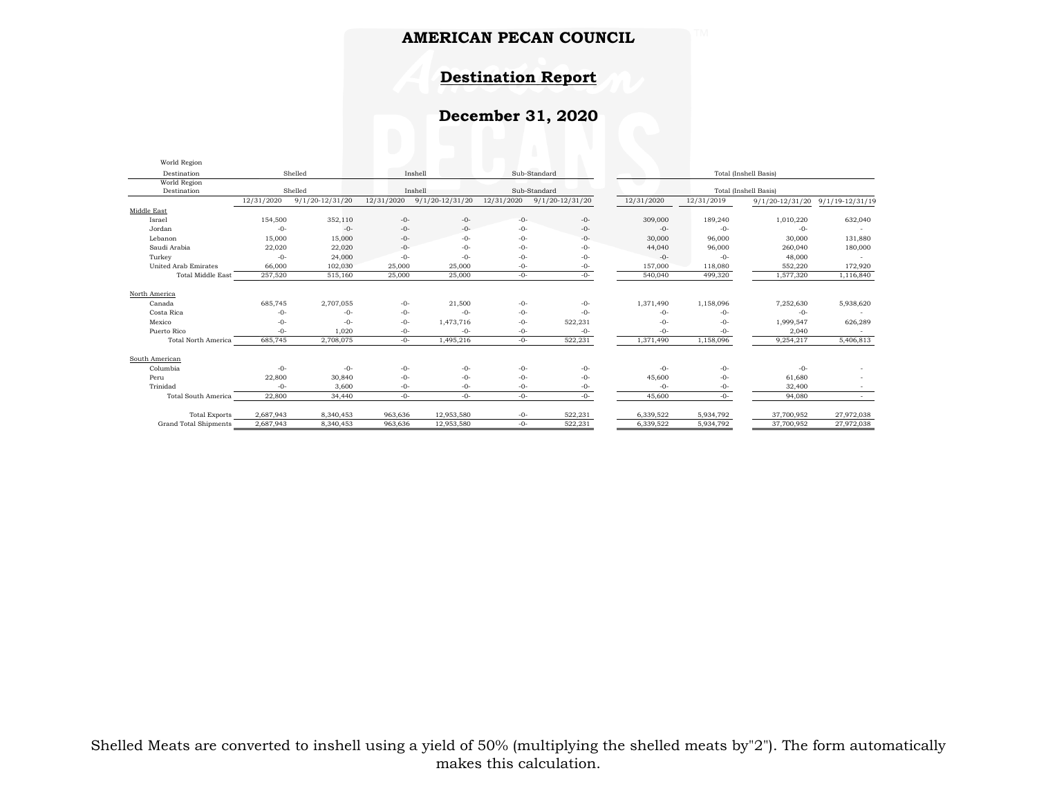# AMERICAN PECAN COUNCIL

## Destination Report

## December 31, 2020

| World Region Destination | Shelled | | Inshell | | Sub-Standard | | Total (Inshell Basis) | | | |
|---|---|---|---|---|---|---|---|---|---|---|
| | 12/31/2020 | 9/1/20-12/31/20 | 12/31/2020 | 9/1/20-12/31/20 | 12/31/2020 | 9/1/20-12/31/20 | 12/31/2020 | 12/31/2019 | 9/1/20-12/31/20 | 9/1/19-12/31/19 |
| Middle East | | | | | | | | | | |
| Israel | 154,500 | 352,110 | -0- | -0- | -0- | -0- | 309,000 | 189,240 | 1,010,220 | 632,040 |
| Jordan | -0- | -0- | -0- | -0- | -0- | -0- | -0- | -0- | -0- | - |
| Lebanon | 15,000 | 15,000 | -0- | -0- | -0- | -0- | 30,000 | 96,000 | 30,000 | 131,880 |
| Saudi Arabia | 22,020 | 22,020 | -0- | -0- | -0- | -0- | 44,040 | 96,000 | 260,040 | 180,000 |
| Turkey | -0- | 24,000 | -0- | -0- | -0- | -0- | -0- | -0- | 48,000 | - |
| United Arab Emirates | 66,000 | 102,030 | 25,000 | 25,000 | -0- | -0- | 157,000 | 118,080 | 552,220 | 172,920 |
| Total Middle East | 257,520 | 515,160 | 25,000 | 25,000 | -0- | -0- | 540,040 | 499,320 | 1,577,320 | 1,116,840 |
| North America | | | | | | | | | | |
| Canada | 685,745 | 2,707,055 | -0- | 21,500 | -0- | -0- | 1,371,490 | 1,158,096 | 7,252,630 | 5,938,620 |
| Costa Rica | -0- | -0- | -0- | -0- | -0- | -0- | -0- | -0- | -0- | - |
| Mexico | -0- | -0- | -0- | 1,473,716 | -0- | 522,231 | -0- | -0- | 1,999,547 | 626,289 |
| Puerto Rico | -0- | 1,020 | -0- | -0- | -0- | -0- | -0- | -0- | 2,040 | - |
| Total North America | 685,745 | 2,708,075 | -0- | 1,495,216 | -0- | 522,231 | 1,371,490 | 1,158,096 | 9,254,217 | 5,406,813 |
| South American | | | | | | | | | | |
| Columbia | -0- | -0- | -0- | -0- | -0- | -0- | -0- | -0- | -0- | - |
| Peru | 22,800 | 30,840 | -0- | -0- | -0- | -0- | 45,600 | -0- | 61,680 | - |
| Trinidad | -0- | 3,600 | -0- | -0- | -0- | -0- | -0- | -0- | 32,400 | - |
| Total South America | 22,800 | 34,440 | -0- | -0- | -0- | -0- | 45,600 | -0- | 94,080 | - |
| Total Exports | 2,687,943 | 8,340,453 | 963,636 | 12,953,580 | -0- | 522,231 | 6,339,522 | 5,934,792 | 37,700,952 | 27,972,038 |
| Grand Total Shipments | 2,687,943 | 8,340,453 | 963,636 | 12,953,580 | -0- | 522,231 | 6,339,522 | 5,934,792 | 37,700,952 | 27,972,038 |

Shelled Meats are converted to inshell using a yield of 50% (multiplying the shelled meats by"2"). The form automatically makes this calculation.